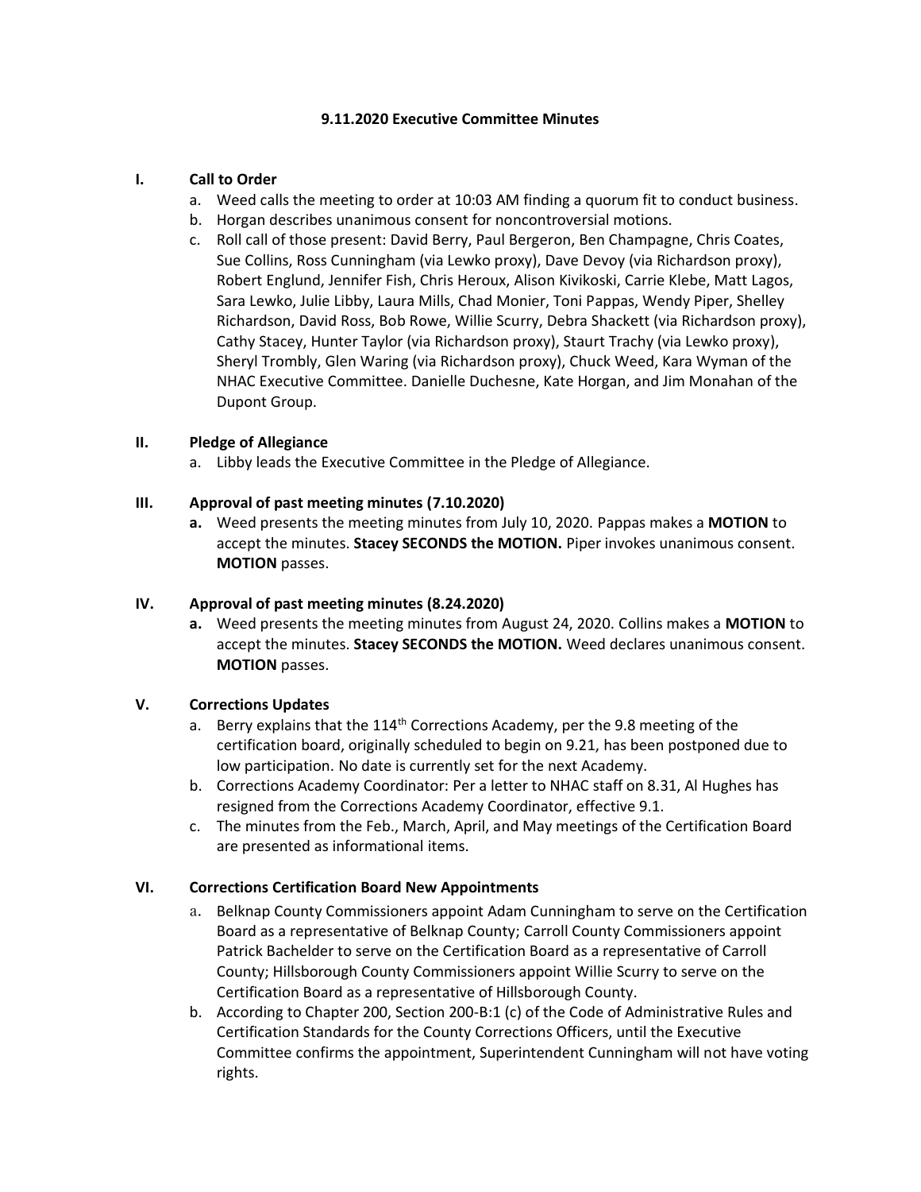# 9.11.2020 Executive Committee Minutes

## I. Call to Order

a. Weed calls the meeting to order at 10:03 AM finding a quorum fit to conduct business.

b. Horgan describes unanimous consent for noncontroversial motions.

c. Roll call of those present: David Berry, Paul Bergeron, Ben Champagne, Chris Coates, Sue Collins, Ross Cunningham (via Lewko proxy), Dave Devoy (via Richardson proxy), Robert Englund, Jennifer Fish, Chris Heroux, Alison Kivikoski, Carrie Klebe, Matt Lagos, Sara Lewko, Julie Libby, Laura Mills, Chad Monier, Toni Pappas, Wendy Piper, Shelley Richardson, David Ross, Bob Rowe, Willie Scurry, Debra Shackett (via Richardson proxy), Cathy Stacey, Hunter Taylor (via Richardson proxy), Staurt Trachy (via Lewko proxy), Sheryl Trombly, Glen Waring (via Richardson proxy), Chuck Weed, Kara Wyman of the NHAC Executive Committee. Danielle Duchesne, Kate Horgan, and Jim Monahan of the Dupont Group.

## II. Pledge of Allegiance

a. Libby leads the Executive Committee in the Pledge of Allegiance.

## III. Approval of past meeting minutes (7.10.2020)

**a.** Weed presents the meeting minutes from July 10, 2020. Pappas makes a **MOTION** to accept the minutes. **Stacey SECONDS the MOTION.** Piper invokes unanimous consent. **MOTION** passes.

## IV. Approval of past meeting minutes (8.24.2020)

**a.** Weed presents the meeting minutes from August 24, 2020. Collins makes a **MOTION** to accept the minutes. **Stacey SECONDS the MOTION.** Weed declares unanimous consent. **MOTION** passes.

## V. Corrections Updates

a. Berry explains that the 114th Corrections Academy, per the 9.8 meeting of the certification board, originally scheduled to begin on 9.21, has been postponed due to low participation. No date is currently set for the next Academy.

b. Corrections Academy Coordinator: Per a letter to NHAC staff on 8.31, Al Hughes has resigned from the Corrections Academy Coordinator, effective 9.1.

c. The minutes from the Feb., March, April, and May meetings of the Certification Board are presented as informational items.

## VI. Corrections Certification Board New Appointments

a. Belknap County Commissioners appoint Adam Cunningham to serve on the Certification Board as a representative of Belknap County; Carroll County Commissioners appoint Patrick Bachelder to serve on the Certification Board as a representative of Carroll County; Hillsborough County Commissioners appoint Willie Scurry to serve on the Certification Board as a representative of Hillsborough County.

b. According to Chapter 200, Section 200-B:1 (c) of the Code of Administrative Rules and Certification Standards for the County Corrections Officers, until the Executive Committee confirms the appointment, Superintendent Cunningham will not have voting rights.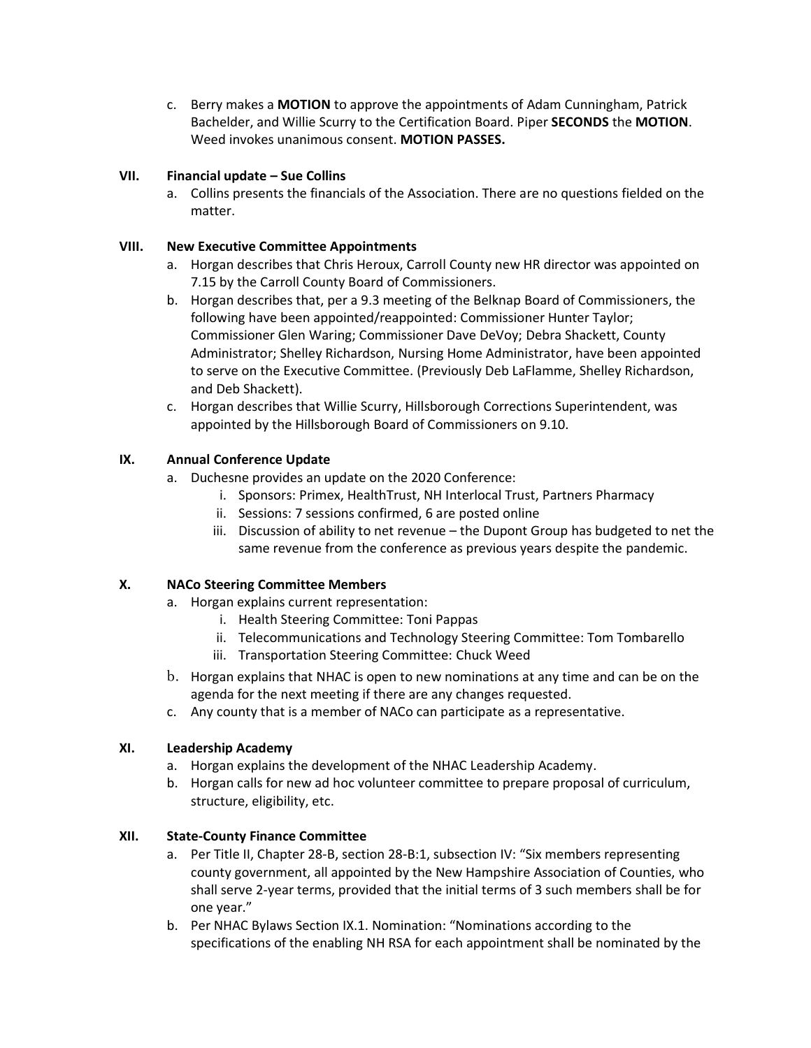c. Berry makes a **MOTION** to approve the appointments of Adam Cunningham, Patrick Bachelder, and Willie Scurry to the Certification Board. Piper **SECONDS** the **MOTION**. Weed invokes unanimous consent. **MOTION PASSES.**

## VII. Financial update – Sue Collins

a. Collins presents the financials of the Association. There are no questions fielded on the matter.

## VIII. New Executive Committee Appointments

a. Horgan describes that Chris Heroux, Carroll County new HR director was appointed on 7.15 by the Carroll County Board of Commissioners.
b. Horgan describes that, per a 9.3 meeting of the Belknap Board of Commissioners, the following have been appointed/reappointed: Commissioner Hunter Taylor; Commissioner Glen Waring; Commissioner Dave DeVoy; Debra Shackett, County Administrator; Shelley Richardson, Nursing Home Administrator, have been appointed to serve on the Executive Committee. (Previously Deb LaFlamme, Shelley Richardson, and Deb Shackett).
c. Horgan describes that Willie Scurry, Hillsborough Corrections Superintendent, was appointed by the Hillsborough Board of Commissioners on 9.10.

## IX. Annual Conference Update

a. Duchesne provides an update on the 2020 Conference:
   i. Sponsors: Primex, HealthTrust, NH Interlocal Trust, Partners Pharmacy
   ii. Sessions: 7 sessions confirmed, 6 are posted online
   iii. Discussion of ability to net revenue – the Dupont Group has budgeted to net the same revenue from the conference as previous years despite the pandemic.

## X. NACo Steering Committee Members

a. Horgan explains current representation:
   i. Health Steering Committee: Toni Pappas
   ii. Telecommunications and Technology Steering Committee: Tom Tombarello
   iii. Transportation Steering Committee: Chuck Weed
b. Horgan explains that NHAC is open to new nominations at any time and can be on the agenda for the next meeting if there are any changes requested.
c. Any county that is a member of NACo can participate as a representative.

## XI. Leadership Academy

a. Horgan explains the development of the NHAC Leadership Academy.
b. Horgan calls for new ad hoc volunteer committee to prepare proposal of curriculum, structure, eligibility, etc.

## XII. State-County Finance Committee

a. Per Title II, Chapter 28-B, section 28-B:1, subsection IV: "Six members representing county government, all appointed by the New Hampshire Association of Counties, who shall serve 2-year terms, provided that the initial terms of 3 such members shall be for one year."
b. Per NHAC Bylaws Section IX.1. Nomination: "Nominations according to the specifications of the enabling NH RSA for each appointment shall be nominated by the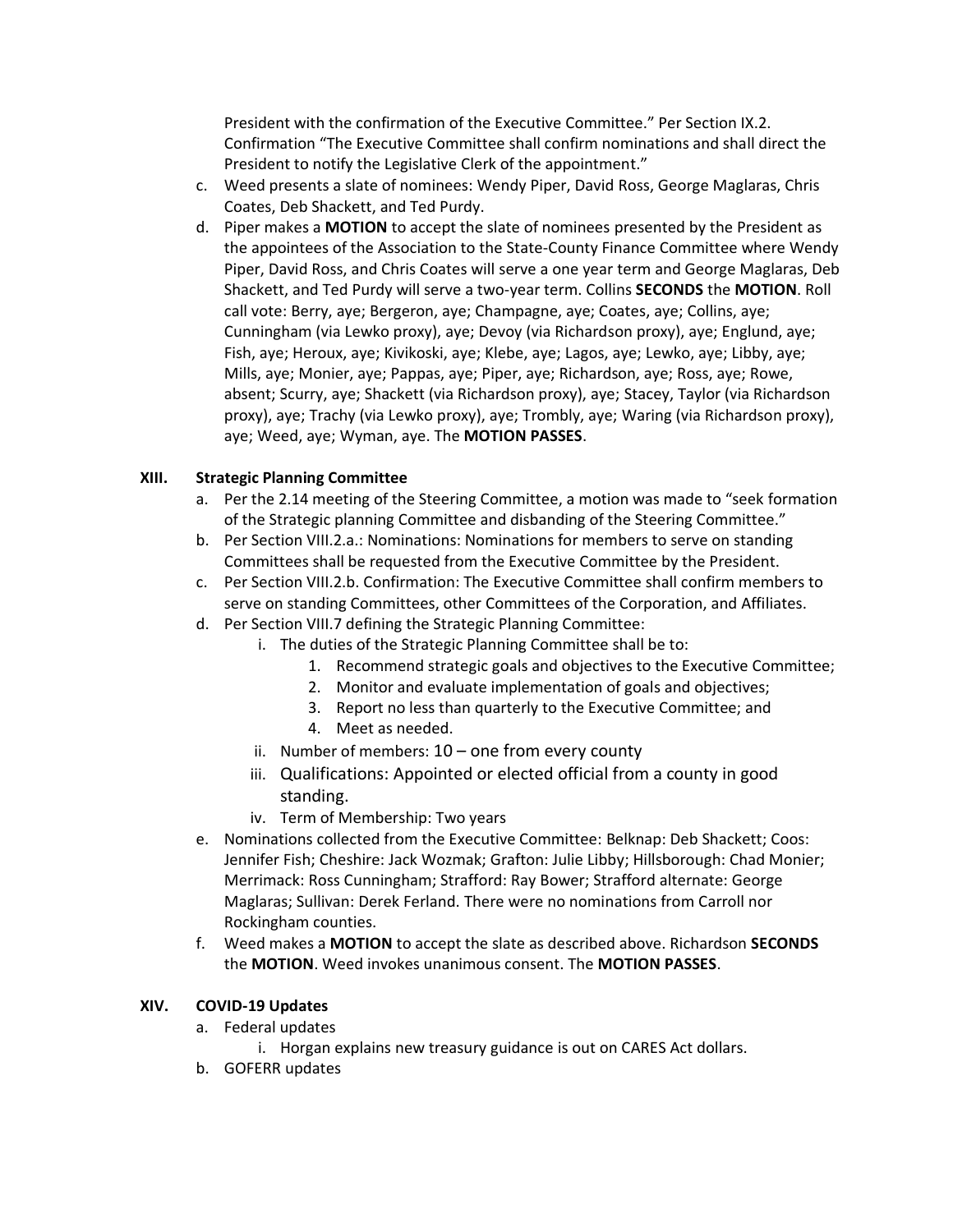President with the confirmation of the Executive Committee." Per Section IX.2. Confirmation "The Executive Committee shall confirm nominations and shall direct the President to notify the Legislative Clerk of the appointment."

c. Weed presents a slate of nominees: Wendy Piper, David Ross, George Maglaras, Chris Coates, Deb Shackett, and Ted Purdy.
d. Piper makes a **MOTION** to accept the slate of nominees presented by the President as the appointees of the Association to the State-County Finance Committee where Wendy Piper, David Ross, and Chris Coates will serve a one year term and George Maglaras, Deb Shackett, and Ted Purdy will serve a two-year term. Collins **SECONDS** the **MOTION**. Roll call vote: Berry, aye; Bergeron, aye; Champagne, aye; Coates, aye; Collins, aye; Cunningham (via Lewko proxy), aye; Devoy (via Richardson proxy), aye; Englund, aye; Fish, aye; Heroux, aye; Kivikoski, aye; Klebe, aye; Lagos, aye; Lewko, aye; Libby, aye; Mills, aye; Monier, aye; Pappas, aye; Piper, aye; Richardson, aye; Ross, aye; Rowe, absent; Scurry, aye; Shackett (via Richardson proxy), aye; Stacey, Taylor (via Richardson proxy), aye; Trachy (via Lewko proxy), aye; Trombly, aye; Waring (via Richardson proxy), aye; Weed, aye; Wyman, aye. The **MOTION PASSES**.

## XIII. Strategic Planning Committee

a. Per the 2.14 meeting of the Steering Committee, a motion was made to "seek formation of the Strategic planning Committee and disbanding of the Steering Committee."
b. Per Section VIII.2.a.: Nominations: Nominations for members to serve on standing Committees shall be requested from the Executive Committee by the President.
c. Per Section VIII.2.b. Confirmation: The Executive Committee shall confirm members to serve on standing Committees, other Committees of the Corporation, and Affiliates.
d. Per Section VIII.7 defining the Strategic Planning Committee:
    i. The duties of the Strategic Planning Committee shall be to:
        1. Recommend strategic goals and objectives to the Executive Committee;
        2. Monitor and evaluate implementation of goals and objectives;
        3. Report no less than quarterly to the Executive Committee; and
        4. Meet as needed.
    ii. Number of members: 10 – one from every county
    iii. Qualifications: Appointed or elected official from a county in good standing.
    iv. Term of Membership: Two years
e. Nominations collected from the Executive Committee: Belknap: Deb Shackett; Coos: Jennifer Fish; Cheshire: Jack Wozmak; Grafton: Julie Libby; Hillsborough: Chad Monier; Merrimack: Ross Cunningham; Strafford: Ray Bower; Strafford alternate: George Maglaras; Sullivan: Derek Ferland. There were no nominations from Carroll nor Rockingham counties.
f. Weed makes a **MOTION** to accept the slate as described above. Richardson **SECONDS** the **MOTION**. Weed invokes unanimous consent. The **MOTION PASSES**.

## XIV. COVID-19 Updates

a. Federal updates
    i. Horgan explains new treasury guidance is out on CARES Act dollars.
b. GOFERR updates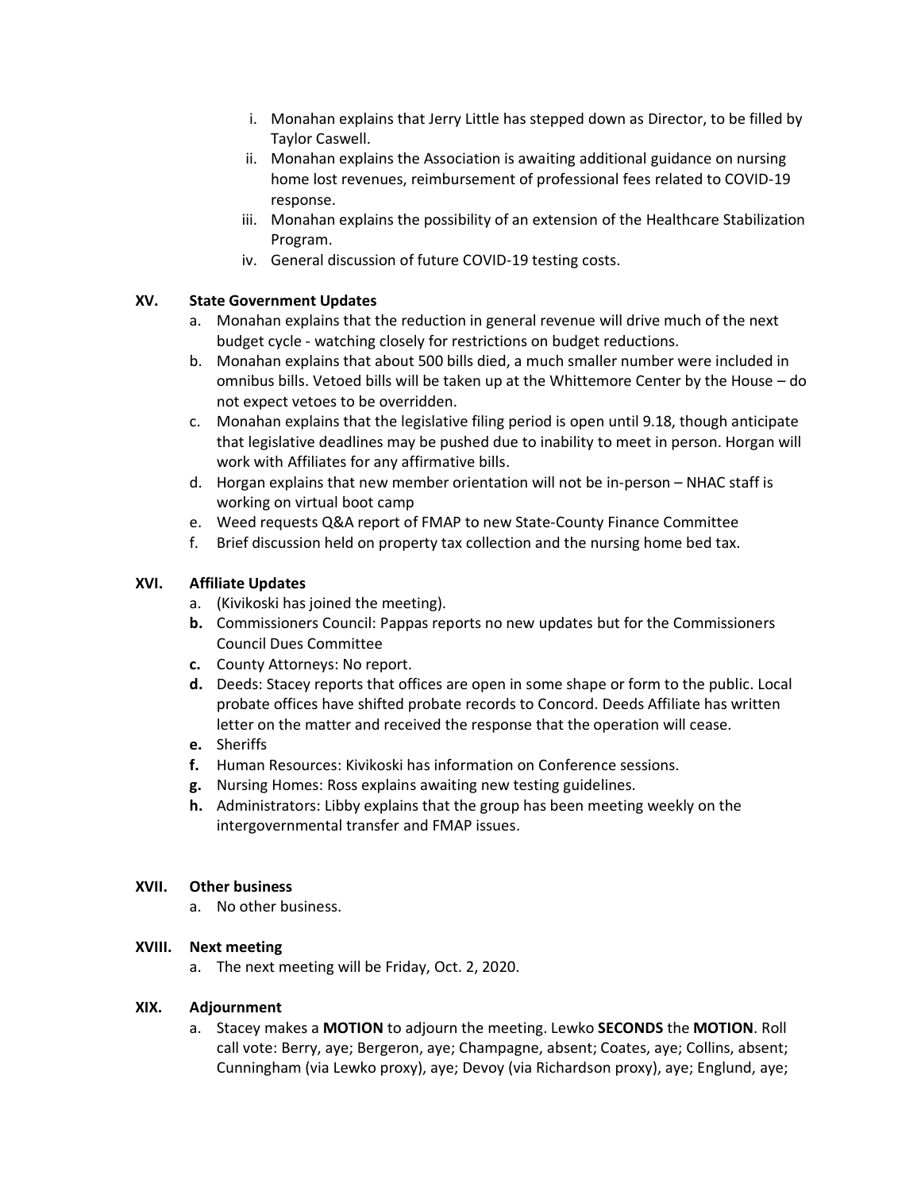i. Monahan explains that Jerry Little has stepped down as Director, to be filled by Taylor Caswell.
ii. Monahan explains the Association is awaiting additional guidance on nursing home lost revenues, reimbursement of professional fees related to COVID-19 response.
iii. Monahan explains the possibility of an extension of the Healthcare Stabilization Program.
iv. General discussion of future COVID-19 testing costs.

## XV. State Government Updates

a. Monahan explains that the reduction in general revenue will drive much of the next budget cycle - watching closely for restrictions on budget reductions.
b. Monahan explains that about 500 bills died, a much smaller number were included in omnibus bills. Vetoed bills will be taken up at the Whittemore Center by the House – do not expect vetoes to be overridden.
c. Monahan explains that the legislative filing period is open until 9.18, though anticipate that legislative deadlines may be pushed due to inability to meet in person. Horgan will work with Affiliates for any affirmative bills.
d. Horgan explains that new member orientation will not be in-person – NHAC staff is working on virtual boot camp
e. Weed requests Q&A report of FMAP to new State-County Finance Committee
f. Brief discussion held on property tax collection and the nursing home bed tax.

## XVI. Affiliate Updates

a. (Kivikoski has joined the meeting).
**b.** Commissioners Council: Pappas reports no new updates but for the Commissioners Council Dues Committee
**c.** County Attorneys: No report.
**d.** Deeds: Stacey reports that offices are open in some shape or form to the public. Local probate offices have shifted probate records to Concord. Deeds Affiliate has written letter on the matter and received the response that the operation will cease.
**e.** Sheriffs
**f.** Human Resources: Kivikoski has information on Conference sessions.
**g.** Nursing Homes: Ross explains awaiting new testing guidelines.
**h.** Administrators: Libby explains that the group has been meeting weekly on the intergovernmental transfer and FMAP issues.

## XVII. Other business

a. No other business.

## XVIII. Next meeting

a. The next meeting will be Friday, Oct. 2, 2020.

## XIX. Adjournment

a. Stacey makes a **MOTION** to adjourn the meeting. Lewko **SECONDS** the **MOTION**. Roll call vote: Berry, aye; Bergeron, aye; Champagne, absent; Coates, aye; Collins, absent; Cunningham (via Lewko proxy), aye; Devoy (via Richardson proxy), aye; Englund, aye;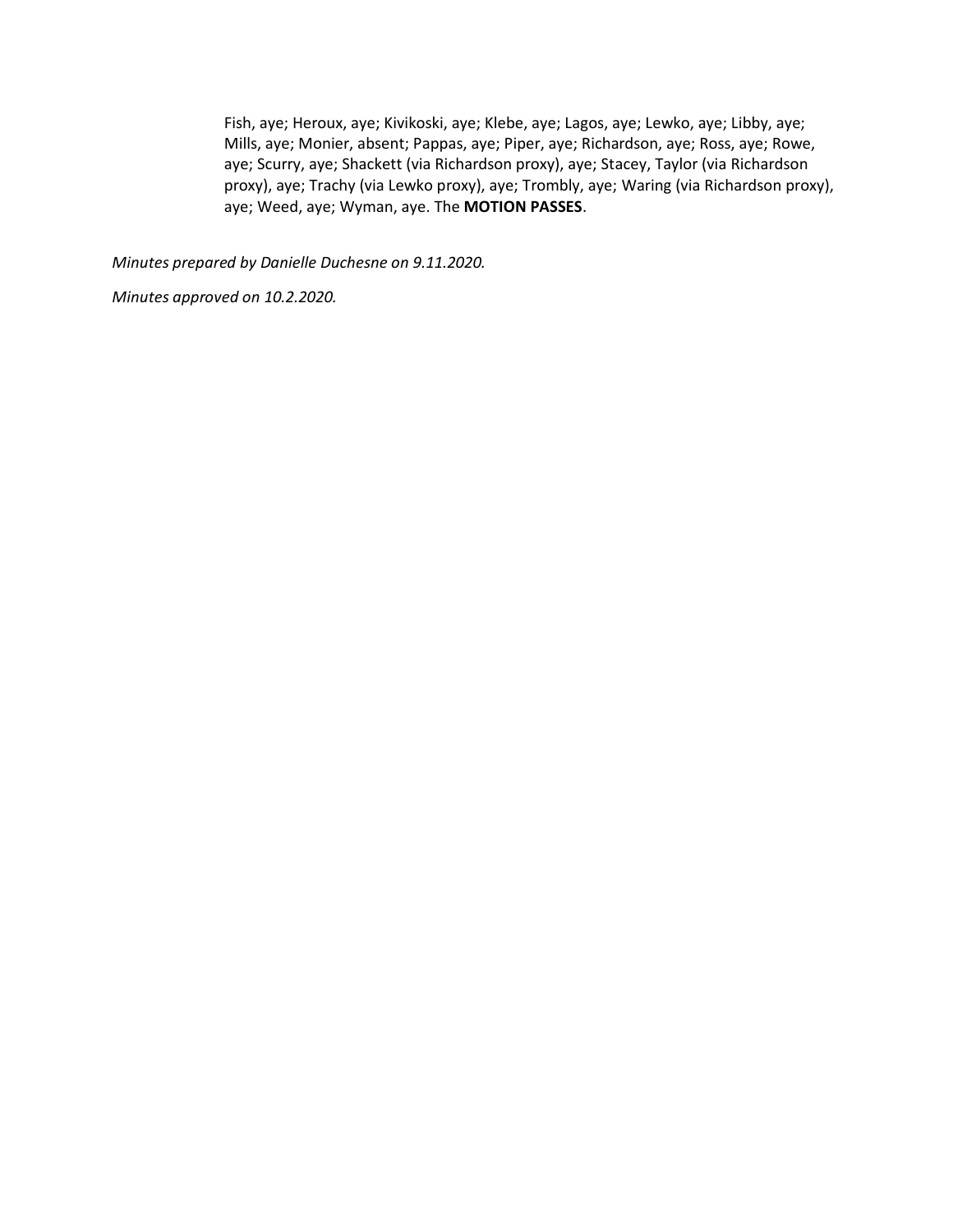Fish, aye; Heroux, aye; Kivikoski, aye; Klebe, aye; Lagos, aye; Lewko, aye; Libby, aye; Mills, aye; Monier, absent; Pappas, aye; Piper, aye; Richardson, aye; Ross, aye; Rowe, aye; Scurry, aye; Shackett (via Richardson proxy), aye; Stacey, Taylor (via Richardson proxy), aye; Trachy (via Lewko proxy), aye; Trombly, aye; Waring (via Richardson proxy), aye; Weed, aye; Wyman, aye. The **MOTION PASSES**.

*Minutes prepared by Danielle Duchesne on 9.11.2020.*

*Minutes approved on 10.2.2020.*